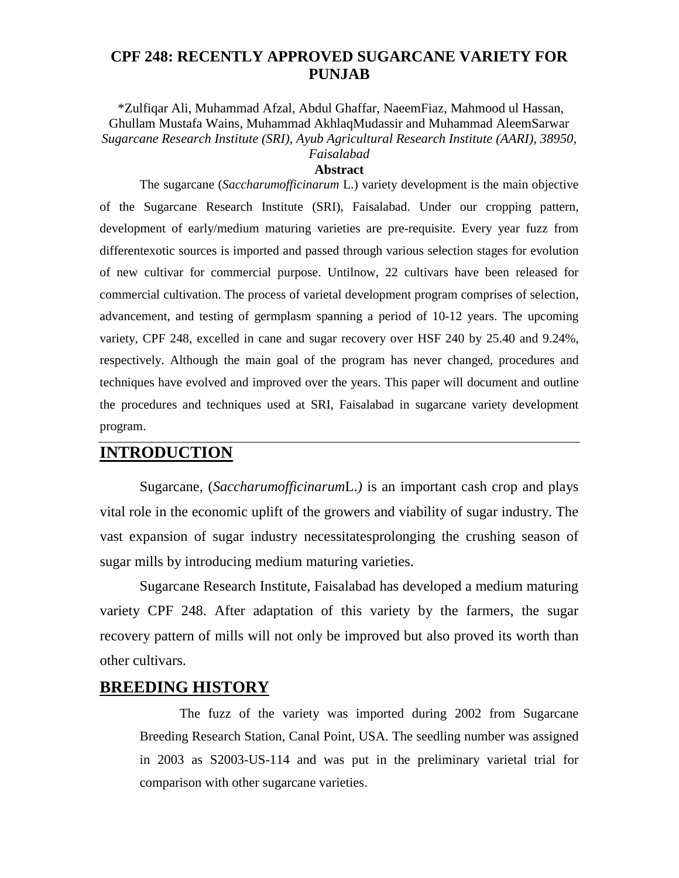# CPF 248: RECENTLY APPROVED SUGARCANE VARIETY FOR PUNJAB

*Zulfiqar Ali, Muhammad Afzal, Abdul Ghaffar, NaeemFiaz, Mahmood ul Hassan, Ghullam Mustafa Wains, Muhammad AkhlaqMudassir and Muhammad AleemSarwar

*Sugarcane Research Institute (SRI), Ayub Agricultural Research Institute (AARI), 38950, Faisalabad*

**Abstract**

The sugarcane (*Saccharumofficinarum* L.) variety development is the main objective of the Sugarcane Research Institute (SRI), Faisalabad. Under our cropping pattern, development of early/medium maturing varieties are pre-requisite. Every year fuzz from differentexotic sources is imported and passed through various selection stages for evolution of new cultivar for commercial purpose. Untilnow, 22 cultivars have been released for commercial cultivation. The process of varietal development program comprises of selection, advancement, and testing of germplasm spanning a period of 10-12 years. The upcoming variety, CPF 248, excelled in cane and sugar recovery over HSF 240 by 25.40 and 9.24%, respectively. Although the main goal of the program has never changed, procedures and techniques have evolved and improved over the years. This paper will document and outline the procedures and techniques used at SRI, Faisalabad in sugarcane variety development program.

## INTRODUCTION

Sugarcane, (*Saccharumofficinarum*L.*)* is an important cash crop and plays vital role in the economic uplift of the growers and viability of sugar industry. The vast expansion of sugar industry necessitatesprolonging the crushing season of sugar mills by introducing medium maturing varieties.

Sugarcane Research Institute, Faisalabad has developed a medium maturing variety CPF 248. After adaptation of this variety by the farmers, the sugar recovery pattern of mills will not only be improved but also proved its worth than other cultivars.

## BREEDING HISTORY

The fuzz of the variety was imported during 2002 from Sugarcane Breeding Research Station, Canal Point, USA. The seedling number was assigned in 2003 as S2003-US-114 and was put in the preliminary varietal trial for comparison with other sugarcane varieties.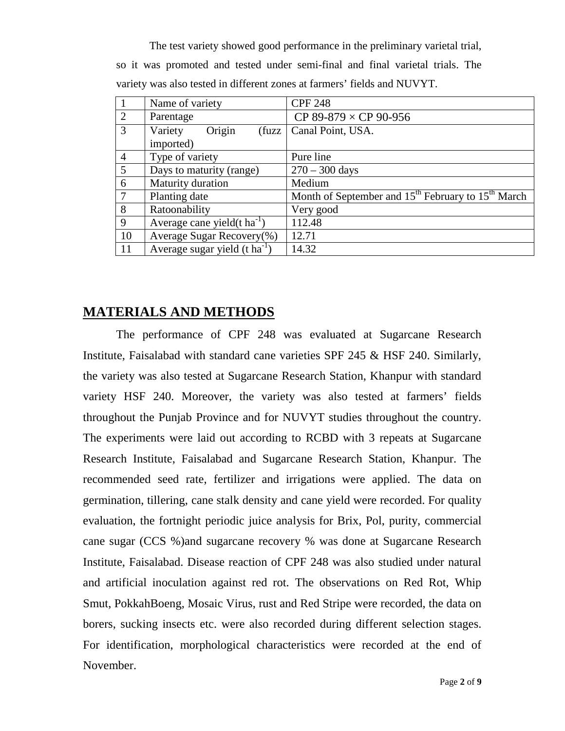The test variety showed good performance in the preliminary varietal trial, so it was promoted and tested under semi-final and final varietal trials. The variety was also tested in different zones at farmers' fields and NUVYT.

| | | |
|---|---|---|
| 1 | Name of variety | CPF 248 |
| 2 | Parentage | CP 89-879 × CP 90-956 |
| 3 | Variety Origin (fuzz imported) | Canal Point, USA. |
| 4 | Type of variety | Pure line |
| 5 | Days to maturity (range) | 270 – 300 days |
| 6 | Maturity duration | Medium |
| 7 | Planting date | Month of September and 15th February to 15th March |
| 8 | Ratoonability | Very good |
| 9 | Average cane yield(t $ha^{-1}$) | 112.48 |
| 10 | Average Sugar Recovery(%) | 12.71 |
| 11 | Average sugar yield (t $ha^{-1}$) | 14.32 |

## MATERIALS AND METHODS

The performance of CPF 248 was evaluated at Sugarcane Research Institute, Faisalabad with standard cane varieties SPF 245 & HSF 240. Similarly, the variety was also tested at Sugarcane Research Station, Khanpur with standard variety HSF 240. Moreover, the variety was also tested at farmers' fields throughout the Punjab Province and for NUVYT studies throughout the country. The experiments were laid out according to RCBD with 3 repeats at Sugarcane Research Institute, Faisalabad and Sugarcane Research Station, Khanpur. The recommended seed rate, fertilizer and irrigations were applied. The data on germination, tillering, cane stalk density and cane yield were recorded. For quality evaluation, the fortnight periodic juice analysis for Brix, Pol, purity, commercial cane sugar (CCS %)and sugarcane recovery % was done at Sugarcane Research Institute, Faisalabad. Disease reaction of CPF 248 was also studied under natural and artificial inoculation against red rot. The observations on Red Rot, Whip Smut, PokkahBoeng, Mosaic Virus, rust and Red Stripe were recorded, the data on borers, sucking insects etc. were also recorded during different selection stages. For identification, morphological characteristics were recorded at the end of November.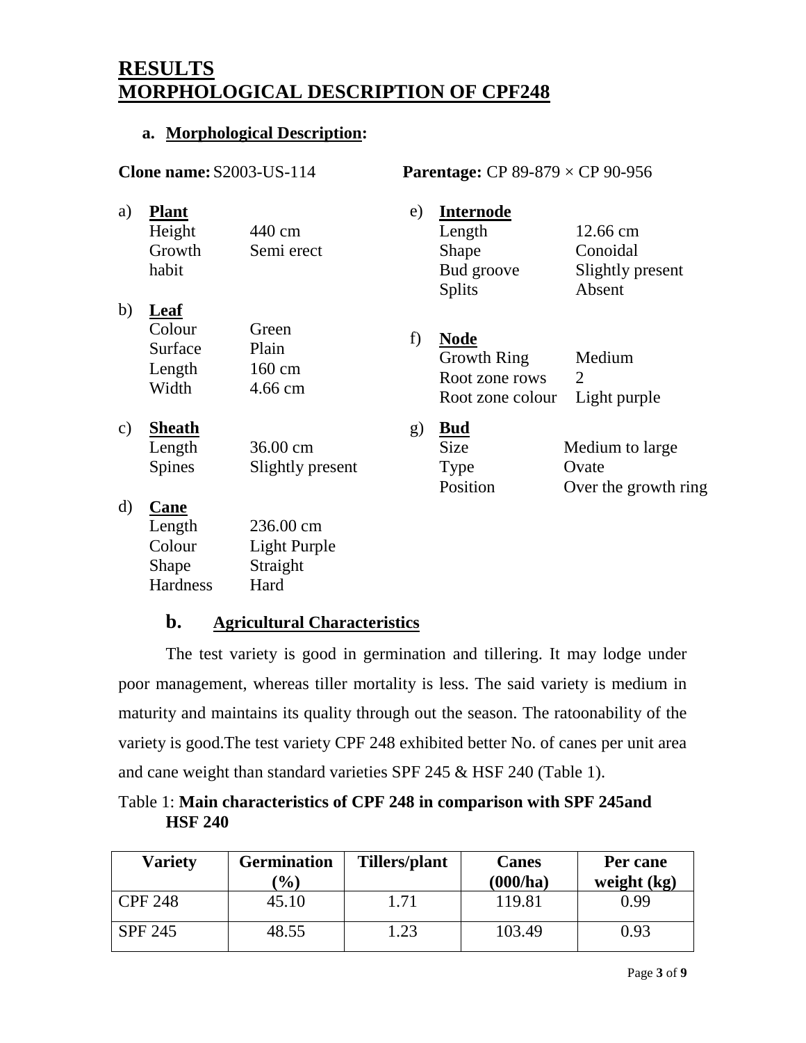# RESULTS
# MORPHOLOGICAL DESCRIPTION OF CPF248

## a. Morphological Description:

**Clone name:** S2003-US-114

**Parentage:** CP 89-879 × CP 90-956

a) **Plant**

| | |
|---|---|
| Height | 440 cm |
| Growth habit | Semi erect |

b) **Leaf**

| | |
|---|---|
| Colour | Green |
| Surface | Plain |
| Length | 160 cm |
| Width | 4.66 cm |

c) **Sheath**

| | |
|---|---|
| Length | 36.00 cm |
| Spines | Slightly present |

d) **Cane**

| | |
|---|---|
| Length | 236.00 cm |
| Colour | Light Purple |
| Shape | Straight |
| Hardness | Hard |

e) **Internode**

| | |
|---|---|
| Length | 12.66 cm |
| Shape | Conoidal |
| Bud groove | Slightly present |
| Splits | Absent |

f) **Node**

| | |
|---|---|
| Growth Ring | Medium |
| Root zone rows | 2 |
| Root zone colour | Light purple |

g) **Bud**

| | |
|---|---|
| Size | Medium to large |
| Type | Ovate |
| Position | Over the growth ring |

## b. Agricultural Characteristics

The test variety is good in germination and tillering. It may lodge under poor management, whereas tiller mortality is less. The said variety is medium in maturity and maintains its quality through out the season. The ratoonability of the variety is good.The test variety CPF 248 exhibited better No. of canes per unit area and cane weight than standard varieties SPF 245 & HSF 240 (Table 1).

Table 1: **Main characteristics of CPF 248 in comparison with SPF 245and HSF 240**

| Variety | Germination (%) | Tillers/plant | Canes (000/ha) | Per cane weight (kg) |
|---|---|---|---|---|
| CPF 248 | 45.10 | 1.71 | 119.81 | 0.99 |
| SPF 245 | 48.55 | 1.23 | 103.49 | 0.93 |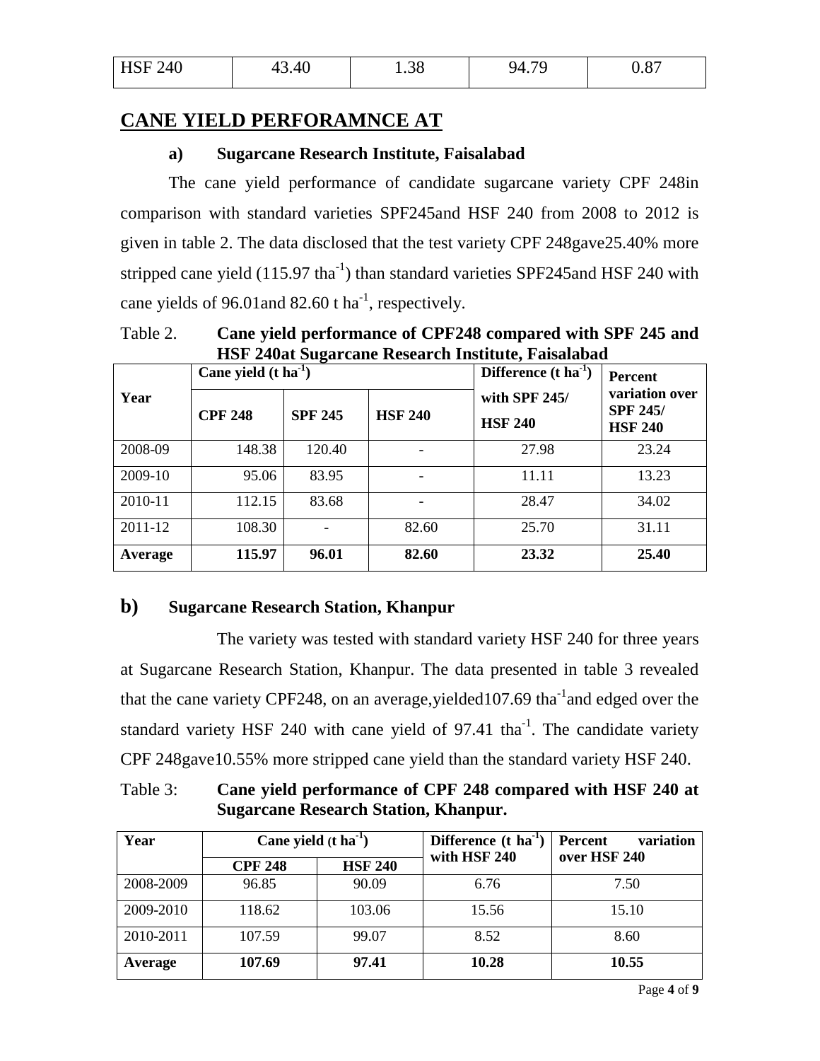| HSF 240 | 43.40 | 1.38 | 94.79 | 0.87 |
|---|---|---|---|---|

## CANE YIELD PERFORAMNCE AT

### a) Sugarcane Research Institute, Faisalabad

The cane yield performance of candidate sugarcane variety CPF 248in comparison with standard varieties SPF245and HSF 240 from 2008 to 2012 is given in table 2. The data disclosed that the test variety CPF 248gave25.40% more stripped cane yield (115.97 $tha^{-1}$) than standard varieties SPF245and HSF 240 with cane yields of 96.01and 82.60 t $ha^{-1}$, respectively.

Table 2. **Cane yield performance of CPF248 compared with SPF 245 and HSF 240at Sugarcane Research Institute, Faisalabad**

| Year | Cane yield (t $ha^{-1}$) | | | Difference (t $ha^{-1}$) with SPF 245/ HSF 240 | Percent variation over SPF 245/ HSF 240 |
|---|---|---|---|---|---|
| | CPF 248 | SPF 245 | HSF 240 | | |
| 2008-09 | 148.38 | 120.40 | - | 27.98 | 23.24 |
| 2009-10 | 95.06 | 83.95 | - | 11.11 | 13.23 |
| 2010-11 | 112.15 | 83.68 | - | 28.47 | 34.02 |
| 2011-12 | 108.30 | - | 82.60 | 25.70 | 31.11 |
| **Average** | **115.97** | **96.01** | **82.60** | **23.32** | **25.40** |

### b) Sugarcane Research Station, Khanpur

The variety was tested with standard variety HSF 240 for three years at Sugarcane Research Station, Khanpur. The data presented in table 3 revealed that the cane variety CPF248, on an average,yielded107.69 $tha^{-1}$and edged over the standard variety HSF 240 with cane yield of 97.41 $tha^{-1}$. The candidate variety CPF 248gave10.55% more stripped cane yield than the standard variety HSF 240.

Table 3: **Cane yield performance of CPF 248 compared with HSF 240 at Sugarcane Research Station, Khanpur.**

| Year | Cane yield (t $ha^{-1}$) | | Difference (t $ha^{-1}$) with HSF 240 | Percent variation over HSF 240 |
|---|---|---|---|---|
| | CPF 248 | HSF 240 | | |
| 2008-2009 | 96.85 | 90.09 | 6.76 | 7.50 |
| 2009-2010 | 118.62 | 103.06 | 15.56 | 15.10 |
| 2010-2011 | 107.59 | 99.07 | 8.52 | 8.60 |
| **Average** | **107.69** | **97.41** | **10.28** | **10.55** |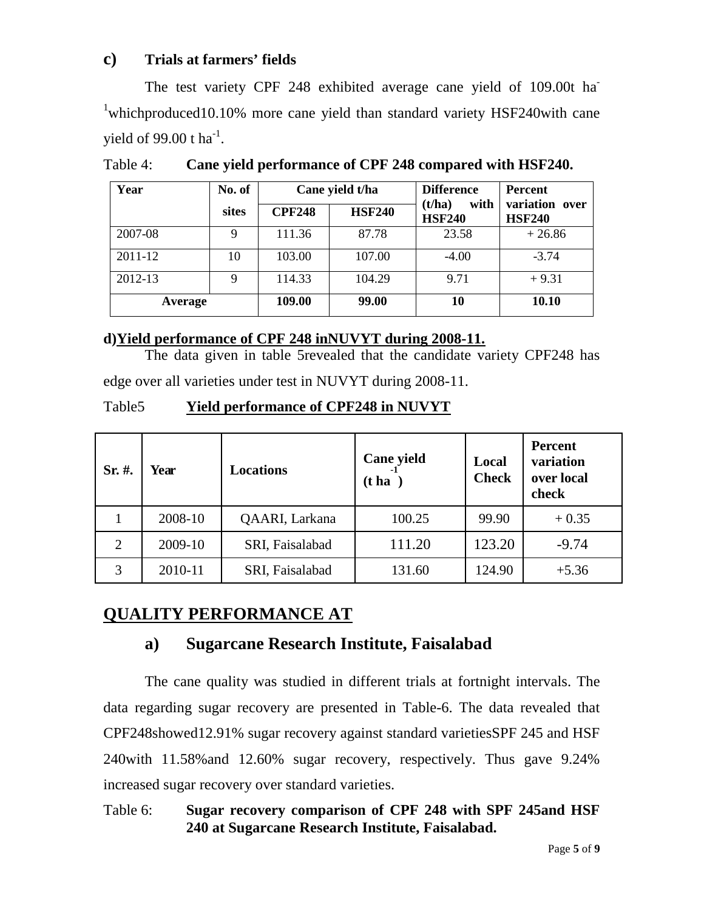### c) Trials at farmers' fields

The test variety CPF 248 exhibited average cane yield of 109.00t ha$^{-1}$whichproduced10.10% more cane yield than standard variety HSF240with cane yield of 99.00 t ha$^{-1}$.

Table 4: **Cane yield performance of CPF 248 compared with HSF240.**

| Year | No. of sites | Cane yield t/ha | | Difference (t/ha) with HSF240 | Percent variation over HSF240 |
|---|---|---|---|---|---|
| | | CPF248 | HSF240 | | |
| 2007-08 | 9 | 111.36 | 87.78 | 23.58 | + 26.86 |
| 2011-12 | 10 | 103.00 | 107.00 | -4.00 | -3.74 |
| 2012-13 | 9 | 114.33 | 104.29 | 9.71 | + 9.31 |
| **Average** | | **109.00** | **99.00** | **10** | **10.10** |

### d)Yield performance of CPF 248 inNUVYT during 2008-11.

The data given in table 5revealed that the candidate variety CPF248 has edge over all varieties under test in NUVYT during 2008-11.

Table5 **Yield performance of CPF248 in NUVYT**

| Sr. #. | Year | Locations | Cane yield (t ha$^{-1}$) | Local Check | Percent variation over local check |
|---|---|---|---|---|---|
| 1 | 2008-10 | QAARI, Larkana | 100.25 | 99.90 | + 0.35 |
| 2 | 2009-10 | SRI, Faisalabad | 111.20 | 123.20 | -9.74 |
| 3 | 2010-11 | SRI, Faisalabad | 131.60 | 124.90 | +5.36 |

## QUALITY PERFORMANCE AT

### a) Sugarcane Research Institute, Faisalabad

The cane quality was studied in different trials at fortnight intervals. The data regarding sugar recovery are presented in Table-6. The data revealed that CPF248showed12.91% sugar recovery against standard varietiesSPF 245 and HSF 240with 11.58%and 12.60% sugar recovery, respectively. Thus gave 9.24% increased sugar recovery over standard varieties.

Table 6: **Sugar recovery comparison of CPF 248 with SPF 245and HSF 240 at Sugarcane Research Institute, Faisalabad.**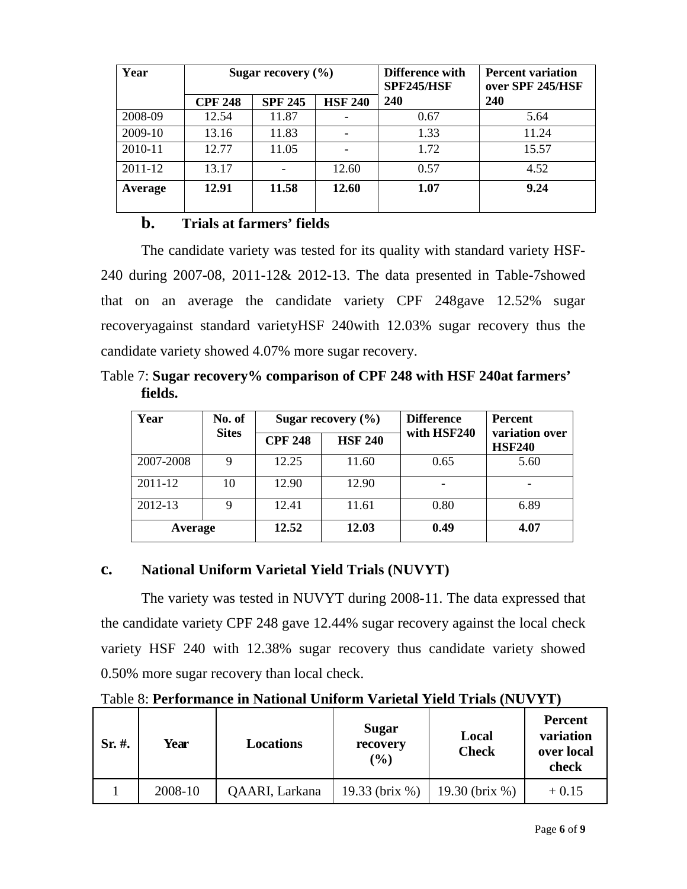| Year | Sugar recovery (%) | | | Difference with SPF245/HSF 240 | Percent variation over SPF 245/HSF 240 |
|---|---|---|---|---|---|
| | CPF 248 | SPF 245 | HSF 240 | | |
| 2008-09 | 12.54 | 11.87 | - | 0.67 | 5.64 |
| 2009-10 | 13.16 | 11.83 | - | 1.33 | 11.24 |
| 2010-11 | 12.77 | 11.05 | - | 1.72 | 15.57 |
| 2011-12 | 13.17 | - | 12.60 | 0.57 | 4.52 |
| **Average** | **12.91** | **11.58** | **12.60** | **1.07** | **9.24** |

### b. Trials at farmers' fields

The candidate variety was tested for its quality with standard variety HSF-240 during 2007-08, 2011-12& 2012-13. The data presented in Table-7showed that on an average the candidate variety CPF 248gave 12.52% sugar recoveryagainst standard varietyHSF 240with 12.03% sugar recovery thus the candidate variety showed 4.07% more sugar recovery.

Table 7: **Sugar recovery% comparison of CPF 248 with HSF 240at farmers' fields.**

| Year | No. of Sites | Sugar recovery (%) | | Difference with HSF240 | Percent variation over HSF240 |
|---|---|---|---|---|---|
| | | CPF 248 | HSF 240 | | |
| 2007-2008 | 9 | 12.25 | 11.60 | 0.65 | 5.60 |
| 2011-12 | 10 | 12.90 | 12.90 | - | - |
| 2012-13 | 9 | 12.41 | 11.61 | 0.80 | 6.89 |
| **Average** | | **12.52** | **12.03** | **0.49** | **4.07** |

### c. National Uniform Varietal Yield Trials (NUVYT)

The variety was tested in NUVYT during 2008-11. The data expressed that the candidate variety CPF 248 gave 12.44% sugar recovery against the local check variety HSF 240 with 12.38% sugar recovery thus candidate variety showed 0.50% more sugar recovery than local check.

Table 8: **Performance in National Uniform Varietal Yield Trials (NUVYT)**

| Sr. #. | Year | Locations | Sugar recovery (%) | Local Check | Percent variation over local check |
|---|---|---|---|---|---|
| 1 | 2008-10 | QAARI, Larkana | 19.33 (brix %) | 19.30 (brix %) | + 0.15 |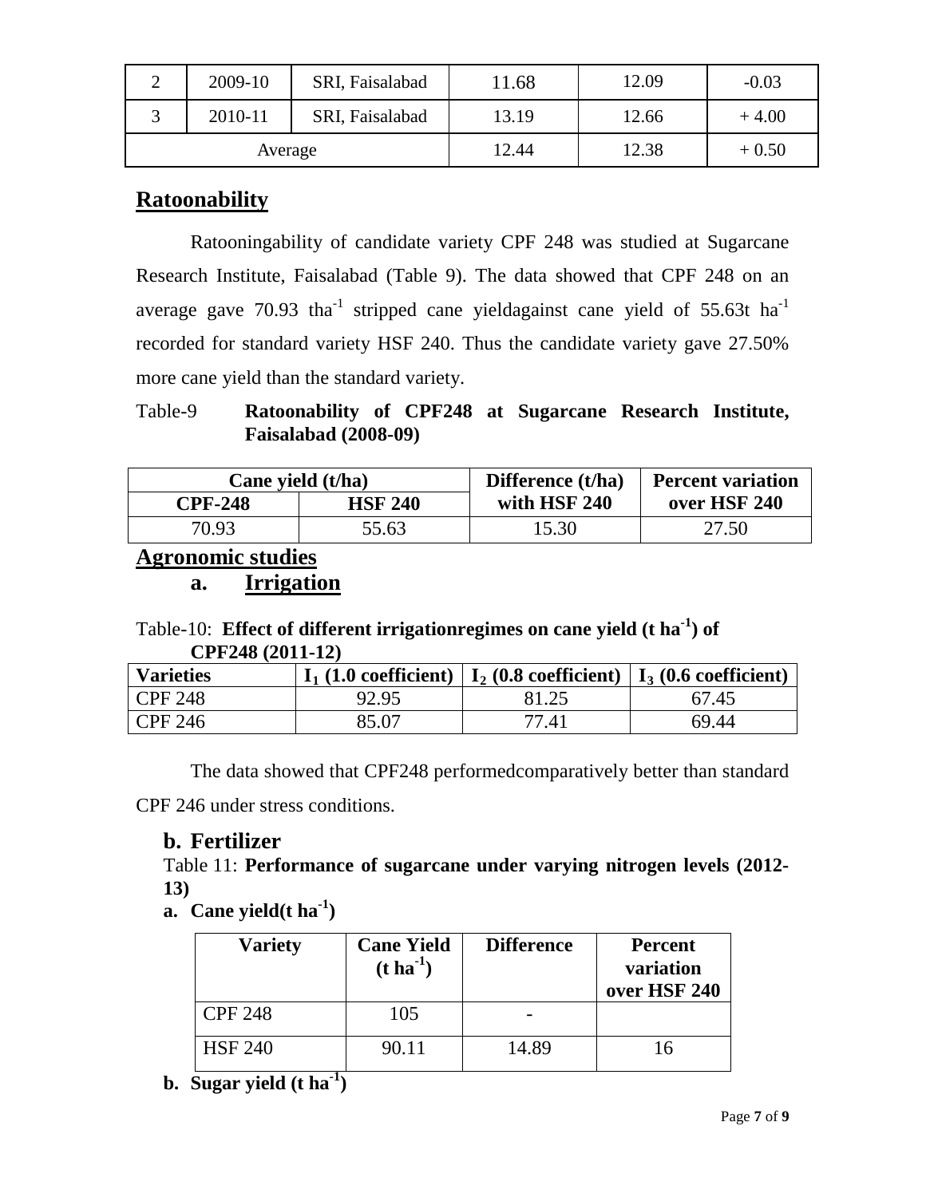| 2 | 2009-10 | SRI, Faisalabad | 11.68 | 12.09 | -0.03 |
|---|---|---|---|---|---|
| 3 | 2010-11 | SRI, Faisalabad | 13.19 | 12.66 | + 4.00 |
| Average | | | 12.44 | 12.38 | + 0.50 |

## Ratoonability

Ratooningability of candidate variety CPF 248 was studied at Sugarcane Research Institute, Faisalabad (Table 9). The data showed that CPF 248 on an average gave 70.93 $tha^{-1}$ stripped cane yieldagainst cane yield of 55.63t $ha^{-1}$ recorded for standard variety HSF 240. Thus the candidate variety gave 27.50% more cane yield than the standard variety.

Table-9 **Ratoonability of CPF248 at Sugarcane Research Institute, Faisalabad (2008-09)**

| **Cane yield (t/ha)** | | **Difference (t/ha) with HSF 240** | **Percent variation over HSF 240** |
|---|---|---|---|
| **CPF-248** | **HSF 240** | | |
| 70.93 | 55.63 | 15.30 | 27.50 |

## Agronomic studies

### a. Irrigation

Table-10: **Effect of different irrigationregimes on cane yield (t $ha^{-1}$) of CPF248 (2011-12)**

| **Varieties** | **$I_1$ (1.0 coefficient)** | **$I_2$ (0.8 coefficient)** | **$I_3$ (0.6 coefficient)** |
|---|---|---|---|
| CPF 248 | 92.95 | 81.25 | 67.45 |
| CPF 246 | 85.07 | 77.41 | 69.44 |

The data showed that CPF248 performedcomparatively better than standard CPF 246 under stress conditions.

### b. Fertilizer

Table 11: **Performance of sugarcane under varying nitrogen levels (2012-13)**

**a. Cane yield(t $ha^{-1}$)**

| **Variety** | **Cane Yield (t $ha^{-1}$)** | **Difference** | **Percent variation over HSF 240** |
|---|---|---|---|
| CPF 248 | 105 | - | |
| HSF 240 | 90.11 | 14.89 | 16 |

**b. Sugar yield (t $ha^{-1}$)**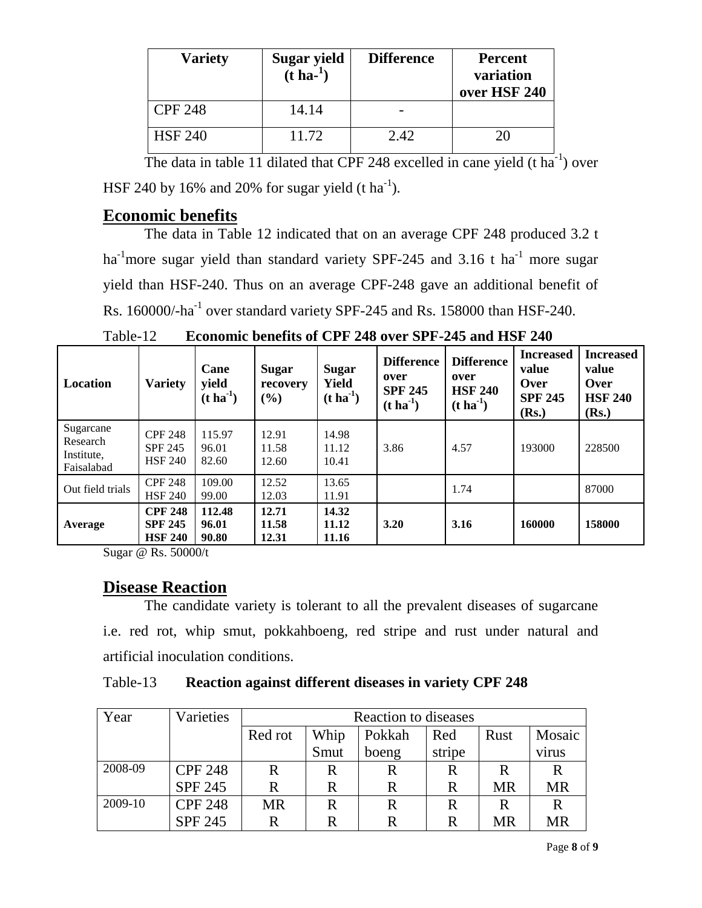| Variety | Sugar yield ($t\ ha^{-1}$) | Difference | Percent variation over HSF 240 |
|---|---|---|---|
| CPF 248 | 14.14 | - | |
| HSF 240 | 11.72 | 2.42 | 20 |

The data in table 11 dilated that CPF 248 excelled in cane yield ($t\ ha^{-1}$) over HSF 240 by 16% and 20% for sugar yield ($t\ ha^{-1}$).

## Economic benefits

The data in Table 12 indicated that on an average CPF 248 produced 3.2 t $ha^{-1}$ more sugar yield than standard variety SPF-245 and 3.16 t $ha^{-1}$ more sugar yield than HSF-240. Thus on an average CPF-248 gave an additional benefit of Rs. 160000/-$ha^{-1}$ over standard variety SPF-245 and Rs. 158000 than HSF-240.

Table-12 **Economic benefits of CPF 248 over SPF-245 and HSF 240**

| Location | Variety | Cane yield ($t\ ha^{-1}$) | Sugar recovery (%) | Sugar Yield ($t\ ha^{-1}$) | Difference over SPF 245 ($t\ ha^{-1}$) | Difference over HSF 240 ($t\ ha^{-1}$) | Increased value Over SPF 245 (Rs.) | Increased value Over HSF 240 (Rs.) |
|---|---|---|---|---|---|---|---|---|
| Sugarcane Research Institute, Faisalabad | CPF 248<br>SPF 245<br>HSF 240 | 115.97<br>96.01<br>82.60 | 12.91<br>11.58<br>12.60 | 14.98<br>11.12<br>10.41 | 3.86 | 4.57 | 193000 | 228500 |
| Out field trials | CPF 248<br>HSF 240 | 109.00<br>99.00 | 12.52<br>12.03 | 13.65<br>11.91 | | 1.74 | | 87000 |
| **Average** | **CPF 248**<br>**SPF 245**<br>**HSF 240** | **112.48**<br>**96.01**<br>**90.80** | **12.71**<br>**11.58**<br>**12.31** | **14.32**<br>**11.12**<br>**11.16** | **3.20** | **3.16** | **160000** | **158000** |

Sugar @ Rs. 50000/t

## Disease Reaction

The candidate variety is tolerant to all the prevalent diseases of sugarcane i.e. red rot, whip smut, pokkahboeng, red stripe and rust under natural and artificial inoculation conditions.

Table-13 **Reaction against different diseases in variety CPF 248**

| Year | Varieties | Reaction to diseases | | | | | |
|---|---|---|---|---|---|---|---|
| | | Red rot | Whip Smut | Pokkah boeng | Red stripe | Rust | Mosaic virus |
| 2008-09 | CPF 248 | R | R | R | R | R | R |
| | SPF 245 | R | R | R | R | MR | MR |
| 2009-10 | CPF 248 | MR | R | R | R | R | R |
| | SPF 245 | R | R | R | R | MR | MR |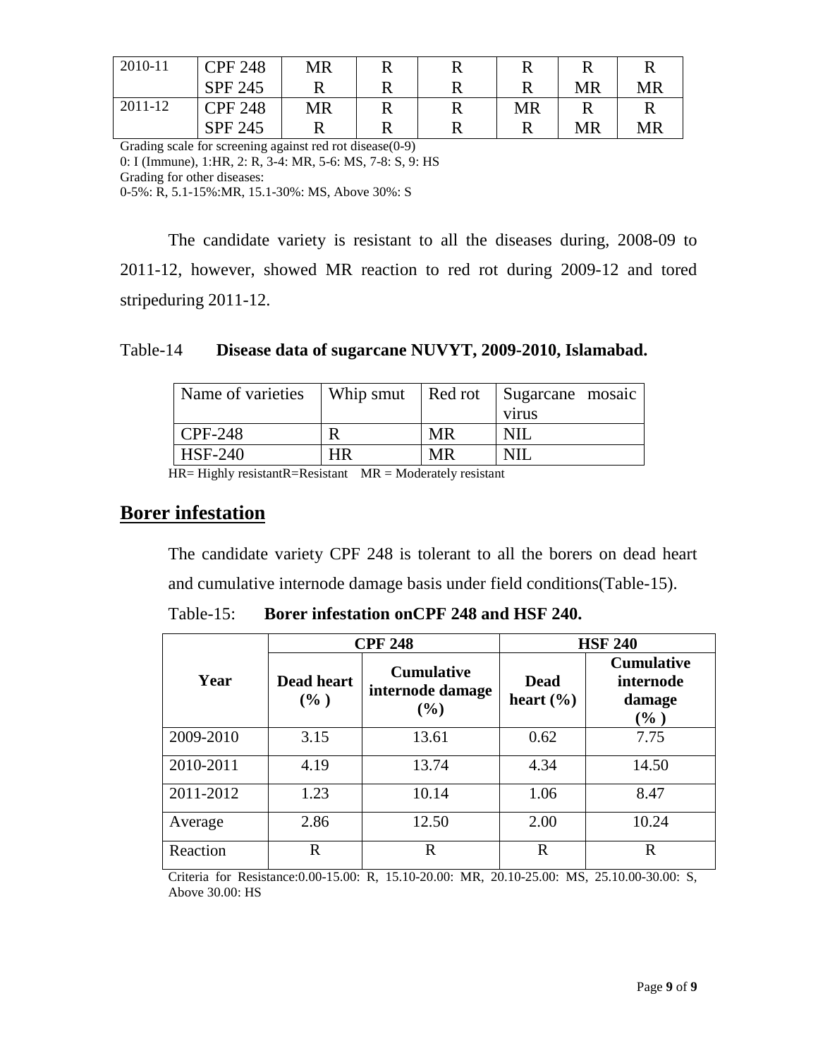| | | | | | | | |
|---|---|---|---|---|---|---|---|
| 2010-11 | CPF 248 | MR | R | R | R | R | R |
| | SPF 245 | R | R | R | R | MR | MR |
| 2011-12 | CPF 248 | MR | R | R | MR | R | R |
| | SPF 245 | R | R | R | R | MR | MR |

Grading scale for screening against red rot disease(0-9)
0: I (Immune), 1:HR, 2: R, 3-4: MR, 5-6: MS, 7-8: S, 9: HS
Grading for other diseases:
0-5%: R, 5.1-15%:MR, 15.1-30%: MS, Above 30%: S

The candidate variety is resistant to all the diseases during, 2008-09 to 2011-12, however, showed MR reaction to red rot during 2009-12 and tored stripeduring 2011-12.

Table-14 **Disease data of sugarcane NUVYT, 2009-2010, Islamabad.**

| Name of varieties | Whip smut | Red rot | Sugarcane mosaic virus |
|---|---|---|---|
| CPF-248 | R | MR | NIL |
| HSF-240 | HR | MR | NIL |

HR= Highly resistantR=Resistant MR = Moderately resistant

## Borer infestation

The candidate variety CPF 248 is tolerant to all the borers on dead heart and cumulative internode damage basis under field conditions(Table-15).

Table-15: **Borer infestation onCPF 248 and HSF 240.**

| Year | CPF 248 | | HSF 240 | |
|---|---|---|---|---|
| | **Dead heart (% )** | **Cumulative internode damage (%)** | **Dead heart (%)** | **Cumulative internode damage (% )** |
| 2009-2010 | 3.15 | 13.61 | 0.62 | 7.75 |
| 2010-2011 | 4.19 | 13.74 | 4.34 | 14.50 |
| 2011-2012 | 1.23 | 10.14 | 1.06 | 8.47 |
| Average | 2.86 | 12.50 | 2.00 | 10.24 |
| Reaction | R | R | R | R |

Criteria for Resistance:0.00-15.00: R, 15.10-20.00: MR, 20.10-25.00: MS, 25.10.00-30.00: S, Above 30.00: HS